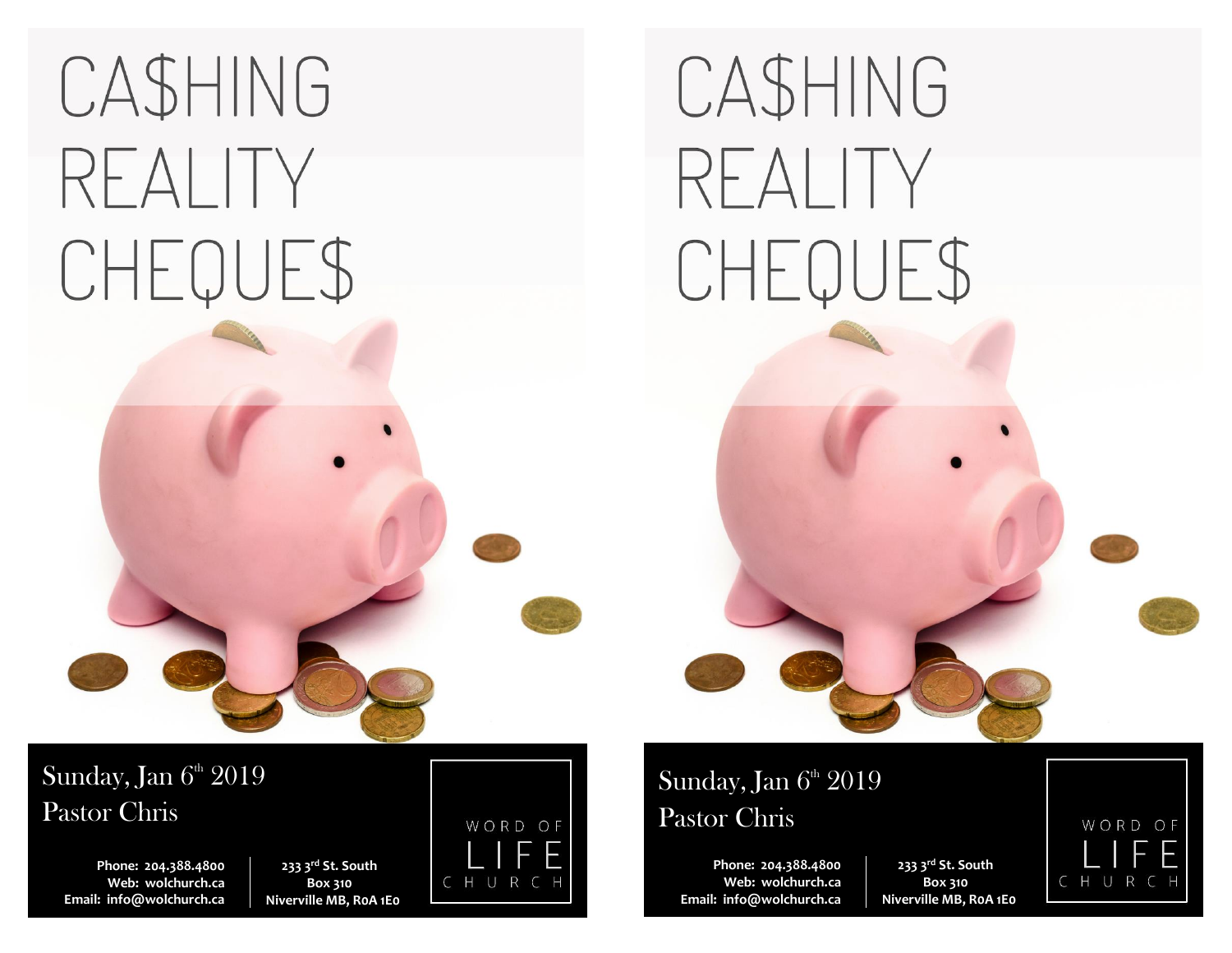# CA$HING REALITY CHEQUE$

Sunday, Jan 6th 2019
Pastor Chris

Phone: 204.388.4800
Web: wolchurch.ca
Email: info@wolchurch.ca

233 3rd St. South
Box 310
Niverville MB, R0A 1E0

WORD OF LIFE CHURCH

# CA$HING REALITY CHEQUE$

Sunday, Jan 6th 2019
Pastor Chris

Phone: 204.388.4800
Web: wolchurch.ca
Email: info@wolchurch.ca

233 3rd St. South
Box 310
Niverville MB, R0A 1E0

WORD OF LIFE CHURCH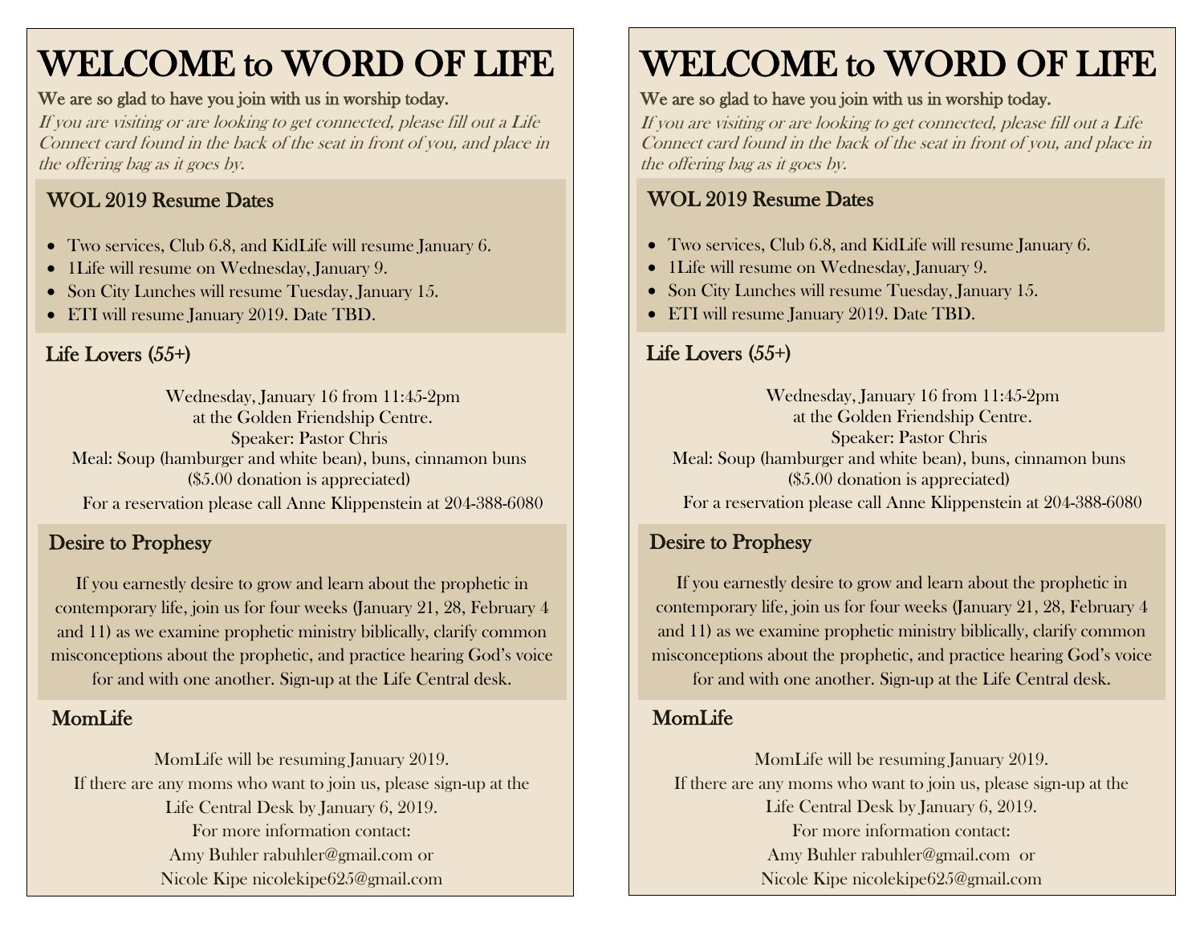# WELCOME to WORD OF LIFE

**We are so glad to have you join with us in worship today.**

*If you are visiting or are looking to get connected, please fill out a Life Connect card found in the back of the seat in front of you, and place in the offering bag as it goes by.*

## WOL 2019 Resume Dates

- Two services, Club 6.8, and KidLife will resume January 6.
- 1Life will resume on Wednesday, January 9.
- Son City Lunches will resume Tuesday, January 15.
- ETI will resume January 2019. Date TBD.

## Life Lovers (55+)

Wednesday, January 16 from 11:45-2pm
at the Golden Friendship Centre.
Speaker: Pastor Chris
Meal: Soup (hamburger and white bean), buns, cinnamon buns
($5.00 donation is appreciated)
For a reservation please call Anne Klippenstein at 204-388-6080

## Desire to Prophesy

If you earnestly desire to grow and learn about the prophetic in contemporary life, join us for four weeks (January 21, 28, February 4 and 11) as we examine prophetic ministry biblically, clarify common misconceptions about the prophetic, and practice hearing God's voice for and with one another. Sign-up at the Life Central desk.

## MomLife

MomLife will be resuming January 2019.
If there are any moms who want to join us, please sign-up at the Life Central Desk by January 6, 2019.
For more information contact:
Amy Buhler rabuhler@gmail.com or
Nicole Kipe nicolekipe625@gmail.com

# WELCOME to WORD OF LIFE

**We are so glad to have you join with us in worship today.**

*If you are visiting or are looking to get connected, please fill out a Life Connect card found in the back of the seat in front of you, and place in the offering bag as it goes by.*

## WOL 2019 Resume Dates

- Two services, Club 6.8, and KidLife will resume January 6.
- 1Life will resume on Wednesday, January 9.
- Son City Lunches will resume Tuesday, January 15.
- ETI will resume January 2019. Date TBD.

## Life Lovers (55+)

Wednesday, January 16 from 11:45-2pm
at the Golden Friendship Centre.
Speaker: Pastor Chris
Meal: Soup (hamburger and white bean), buns, cinnamon buns
($5.00 donation is appreciated)
For a reservation please call Anne Klippenstein at 204-388-6080

## Desire to Prophesy

If you earnestly desire to grow and learn about the prophetic in contemporary life, join us for four weeks (January 21, 28, February 4 and 11) as we examine prophetic ministry biblically, clarify common misconceptions about the prophetic, and practice hearing God's voice for and with one another. Sign-up at the Life Central desk.

## MomLife

MomLife will be resuming January 2019.
If there are any moms who want to join us, please sign-up at the Life Central Desk by January 6, 2019.
For more information contact:
Amy Buhler rabuhler@gmail.com or
Nicole Kipe nicolekipe625@gmail.com